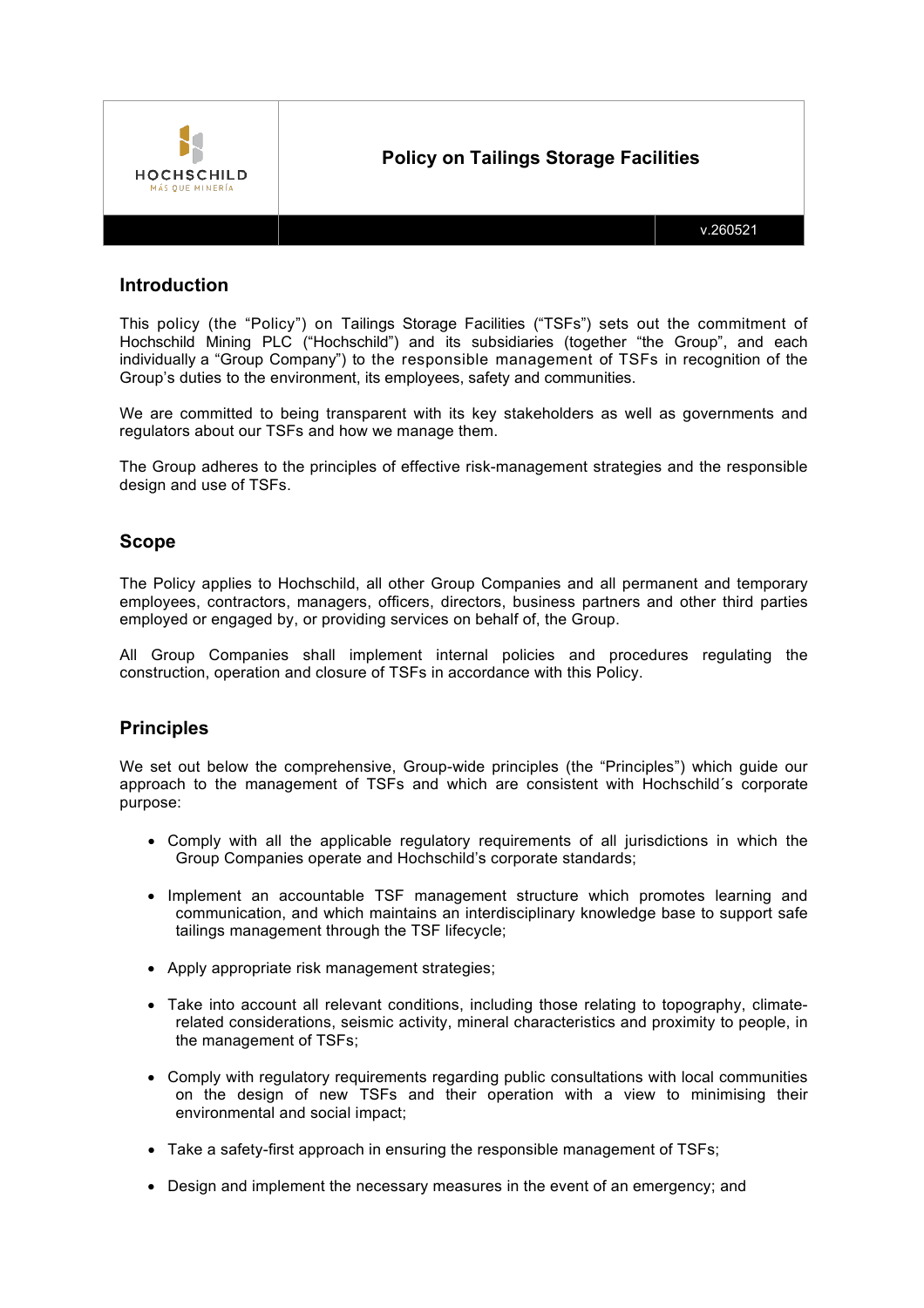| HOCHSCHILD MÁS QUE MINERÍA | Policy on Tailings Storage Facilities |
| --- | --- |
| | v.260521 |

## Introduction

This policy (the "Policy") on Tailings Storage Facilities ("TSFs") sets out the commitment of Hochschild Mining PLC ("Hochschild") and its subsidiaries (together "the Group", and each individually a "Group Company") to the responsible management of TSFs in recognition of the Group's duties to the environment, its employees, safety and communities.

We are committed to being transparent with its key stakeholders as well as governments and regulators about our TSFs and how we manage them.

The Group adheres to the principles of effective risk-management strategies and the responsible design and use of TSFs.

## Scope

The Policy applies to Hochschild, all other Group Companies and all permanent and temporary employees, contractors, managers, officers, directors, business partners and other third parties employed or engaged by, or providing services on behalf of, the Group.

All Group Companies shall implement internal policies and procedures regulating the construction, operation and closure of TSFs in accordance with this Policy.

## Principles

We set out below the comprehensive, Group-wide principles (the "Principles") which guide our approach to the management of TSFs and which are consistent with Hochschild´s corporate purpose:

- Comply with all the applicable regulatory requirements of all jurisdictions in which the Group Companies operate and Hochschild's corporate standards;
- Implement an accountable TSF management structure which promotes learning and communication, and which maintains an interdisciplinary knowledge base to support safe tailings management through the TSF lifecycle;
- Apply appropriate risk management strategies;
- Take into account all relevant conditions, including those relating to topography, climate-related considerations, seismic activity, mineral characteristics and proximity to people, in the management of TSFs;
- Comply with regulatory requirements regarding public consultations with local communities on the design of new TSFs and their operation with a view to minimising their environmental and social impact;
- Take a safety-first approach in ensuring the responsible management of TSFs;
- Design and implement the necessary measures in the event of an emergency; and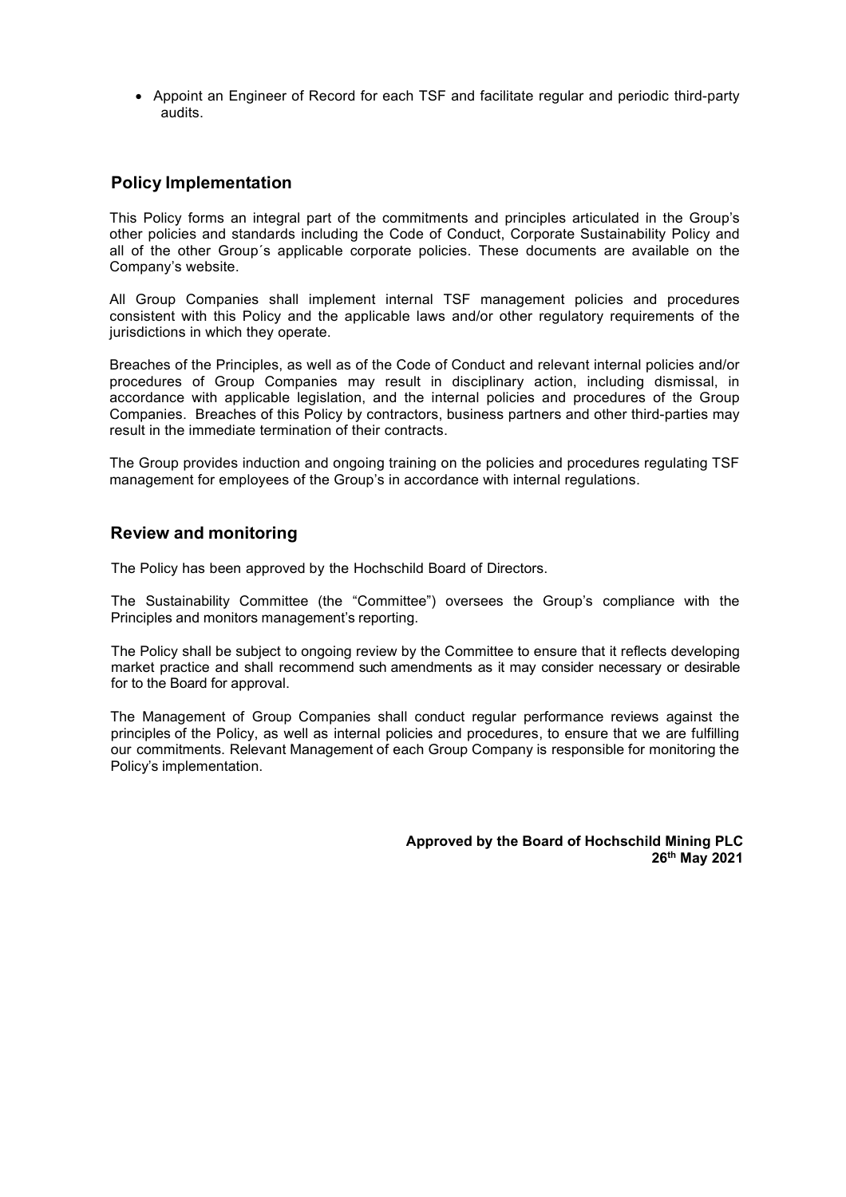- Appoint an Engineer of Record for each TSF and facilitate regular and periodic third-party audits.

## Policy Implementation

This Policy forms an integral part of the commitments and principles articulated in the Group's other policies and standards including the Code of Conduct, Corporate Sustainability Policy and all of the other Group´s applicable corporate policies. These documents are available on the Company's website.

All Group Companies shall implement internal TSF management policies and procedures consistent with this Policy and the applicable laws and/or other regulatory requirements of the jurisdictions in which they operate.

Breaches of the Principles, as well as of the Code of Conduct and relevant internal policies and/or procedures of Group Companies may result in disciplinary action, including dismissal, in accordance with applicable legislation, and the internal policies and procedures of the Group Companies. Breaches of this Policy by contractors, business partners and other third-parties may result in the immediate termination of their contracts.

The Group provides induction and ongoing training on the policies and procedures regulating TSF management for employees of the Group's in accordance with internal regulations.

## Review and monitoring

The Policy has been approved by the Hochschild Board of Directors.

The Sustainability Committee (the "Committee") oversees the Group's compliance with the Principles and monitors management's reporting.

The Policy shall be subject to ongoing review by the Committee to ensure that it reflects developing market practice and shall recommend such amendments as it may consider necessary or desirable for to the Board for approval.

The Management of Group Companies shall conduct regular performance reviews against the principles of the Policy, as well as internal policies and procedures, to ensure that we are fulfilling our commitments. Relevant Management of each Group Company is responsible for monitoring the Policy's implementation.

**Approved by the Board of Hochschild Mining PLC**
**26th May 2021**